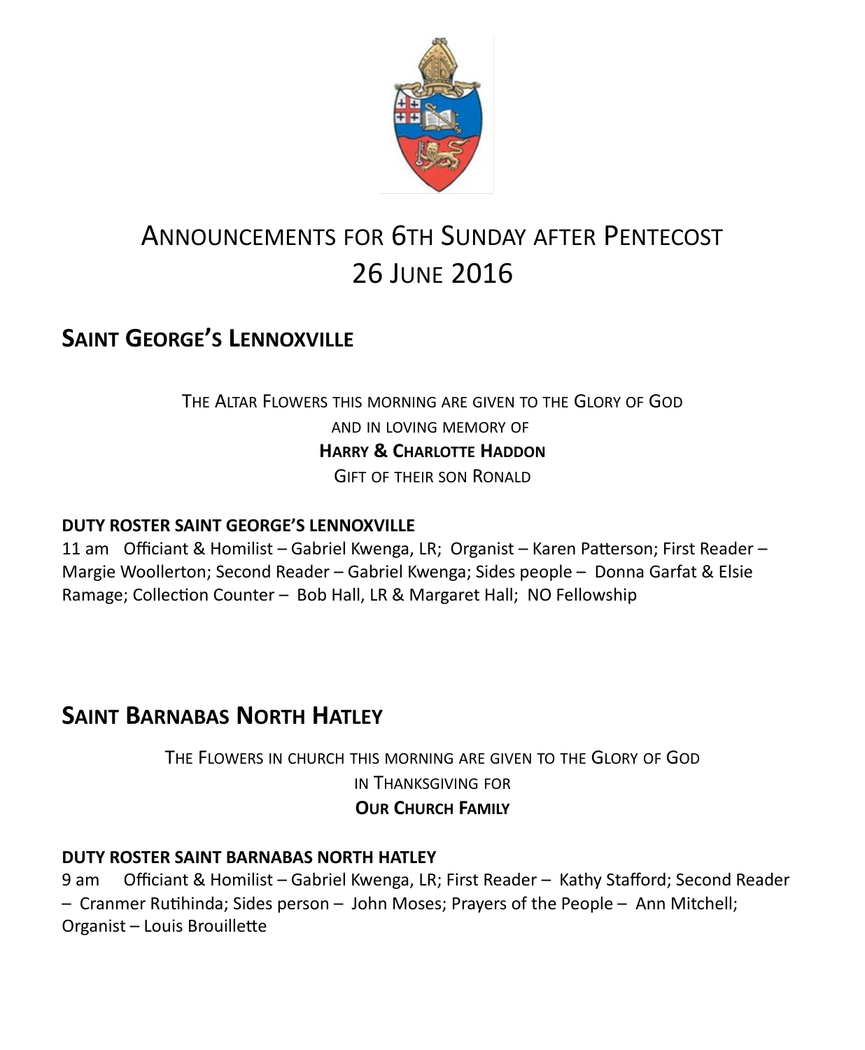# Announcements for 6th Sunday after Pentecost
# 26 June 2016

## Saint George's Lennoxville

The Altar Flowers this morning are given to the Glory of God
and in loving memory of
**Harry & Charlotte Haddon**
Gift of their son Ronald

**DUTY ROSTER SAINT GEORGE'S LENNOXVILLE**

11 am Officiant & Homilist – Gabriel Kwenga, LR; Organist – Karen Patterson; First Reader – Margie Woollerton; Second Reader – Gabriel Kwenga; Sides people – Donna Garfat & Elsie Ramage; Collection Counter – Bob Hall, LR & Margaret Hall; NO Fellowship

## Saint Barnabas North Hatley

The Flowers in church this morning are given to the Glory of God
in Thanksgiving for
**Our Church Family**

**DUTY ROSTER SAINT BARNABAS NORTH HATLEY**

9 am Officiant & Homilist – Gabriel Kwenga, LR; First Reader – Kathy Stafford; Second Reader – Cranmer Rutihinda; Sides person – John Moses; Prayers of the People – Ann Mitchell; Organist – Louis Brouillette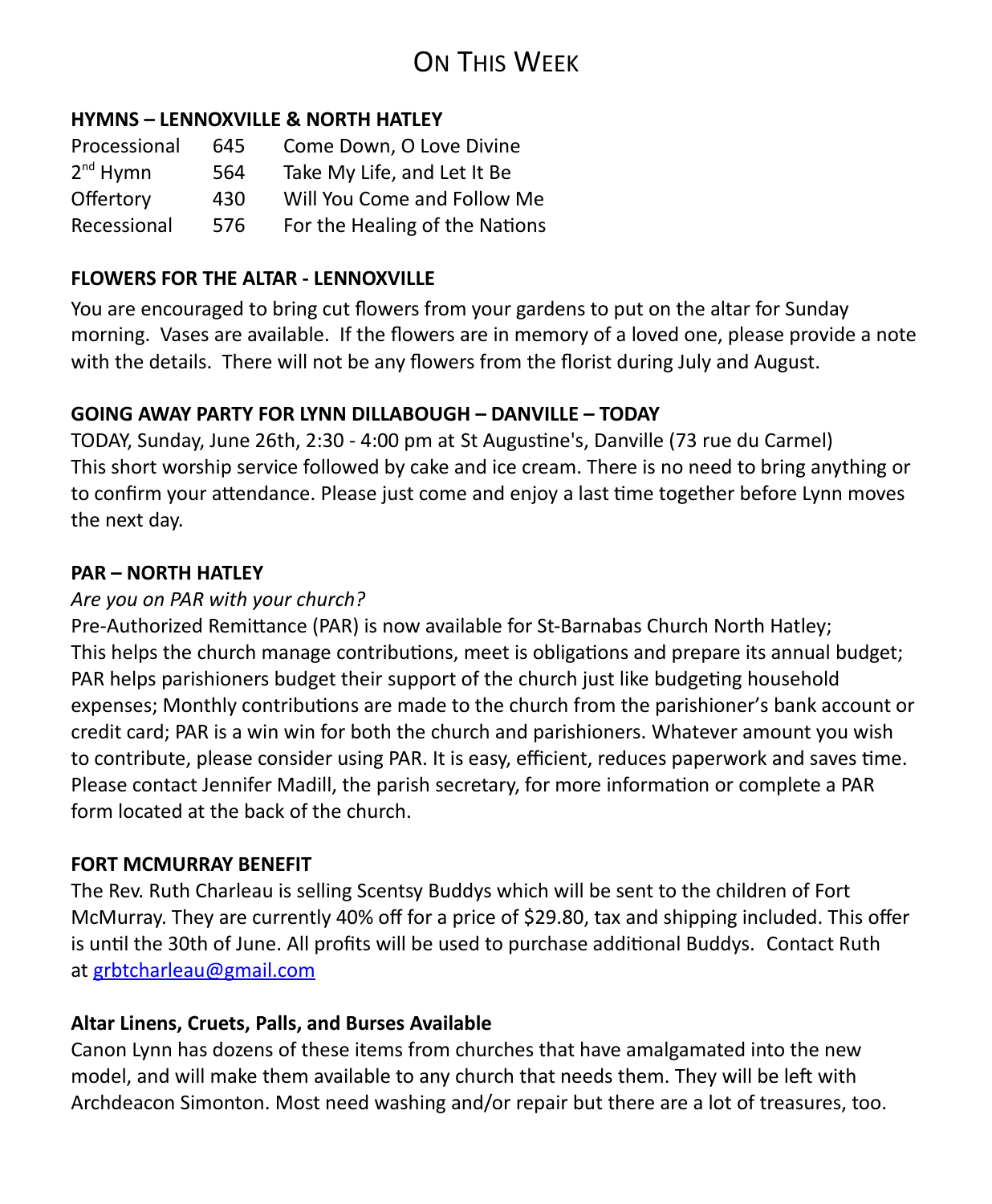# On This Week

**HYMNS – LENNOXVILLE & NORTH HATLEY**

| | | |
|---|---|---|
| Processional | 645 | Come Down, O Love Divine |
| 2nd Hymn | 564 | Take My Life, and Let It Be |
| Offertory | 430 | Will You Come and Follow Me |
| Recessional | 576 | For the Healing of the Nations |

**FLOWERS FOR THE ALTAR - LENNOXVILLE**

You are encouraged to bring cut flowers from your gardens to put on the altar for Sunday morning. Vases are available. If the flowers are in memory of a loved one, please provide a note with the details. There will not be any flowers from the florist during July and August.

**GOING AWAY PARTY FOR LYNN DILLABOUGH – DANVILLE – TODAY**

TODAY, Sunday, June 26th, 2:30 - 4:00 pm at St Augustine's, Danville (73 rue du Carmel) This short worship service followed by cake and ice cream. There is no need to bring anything or to confirm your attendance. Please just come and enjoy a last time together before Lynn moves the next day.

**PAR – NORTH HATLEY**

*Are you on PAR with your church?*

Pre-Authorized Remittance (PAR) is now available for St-Barnabas Church North Hatley; This helps the church manage contributions, meet is obligations and prepare its annual budget; PAR helps parishioners budget their support of the church just like budgeting household expenses; Monthly contributions are made to the church from the parishioner's bank account or credit card; PAR is a win win for both the church and parishioners. Whatever amount you wish to contribute, please consider using PAR. It is easy, efficient, reduces paperwork and saves time. Please contact Jennifer Madill, the parish secretary, for more information or complete a PAR form located at the back of the church.

**FORT MCMURRAY BENEFIT**

The Rev. Ruth Charleau is selling Scentsy Buddys which will be sent to the children of Fort McMurray. They are currently 40% off for a price of $29.80, tax and shipping included. This offer is until the 30th of June. All profits will be used to purchase additional Buddys. Contact Ruth at grbtcharleau@gmail.com

**Altar Linens, Cruets, Palls, and Burses Available**

Canon Lynn has dozens of these items from churches that have amalgamated into the new model, and will make them available to any church that needs them. They will be left with Archdeacon Simonton. Most need washing and/or repair but there are a lot of treasures, too.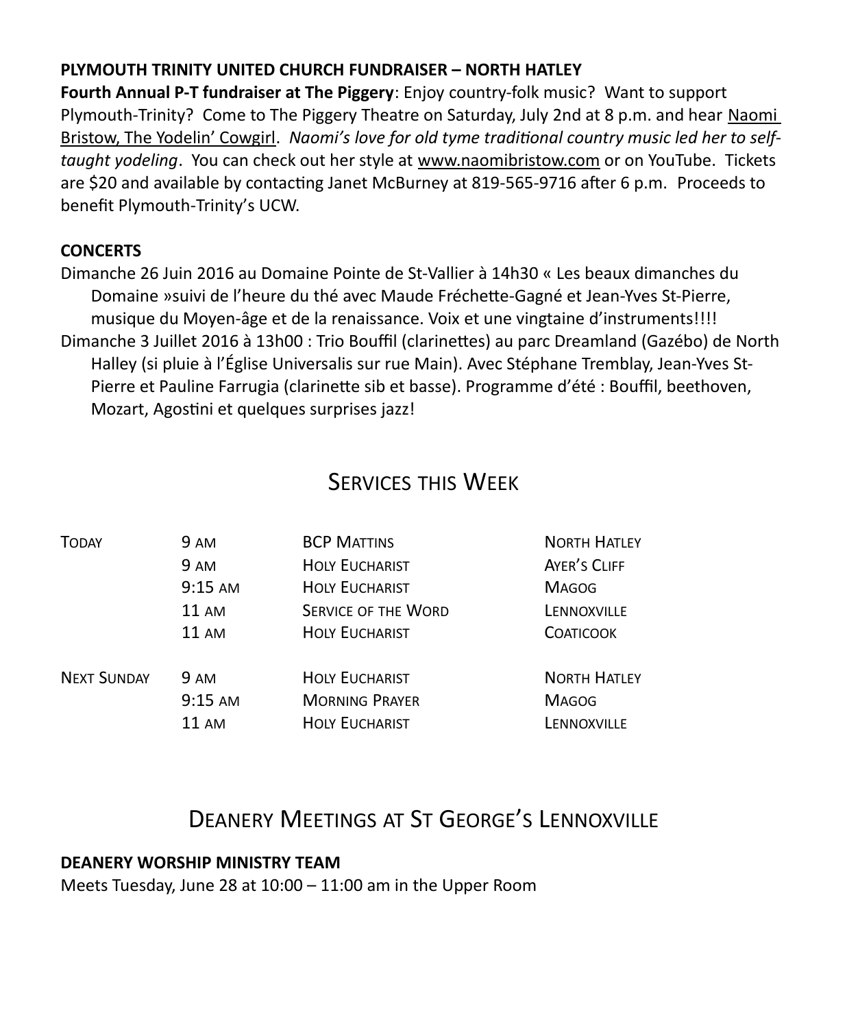**PLYMOUTH TRINITY UNITED CHURCH FUNDRAISER – NORTH HATLEY**

**Fourth Annual P-T fundraiser at The Piggery**: Enjoy country-folk music? Want to support Plymouth-Trinity? Come to The Piggery Theatre on Saturday, July 2nd at 8 p.m. and hear Naomi Bristow, The Yodelin' Cowgirl. *Naomi's love for old tyme traditional country music led her to self-taught yodeling*. You can check out her style at www.naomibristow.com or on YouTube. Tickets are $20 and available by contacting Janet McBurney at 819-565-9716 after 6 p.m. Proceeds to benefit Plymouth-Trinity's UCW.

**CONCERTS**

Dimanche 26 Juin 2016 au Domaine Pointe de St-Vallier à 14h30 « Les beaux dimanches du Domaine »suivi de l'heure du thé avec Maude Fréchette-Gagné et Jean-Yves St-Pierre, musique du Moyen-âge et de la renaissance. Voix et une vingtaine d'instruments!!!!

Dimanche 3 Juillet 2016 à 13h00 : Trio Bouffil (clarinettes) au parc Dreamland (Gazébo) de North Halley (si pluie à l'Église Universalis sur rue Main). Avec Stéphane Tremblay, Jean-Yves St-Pierre et Pauline Farrugia (clarinette sib et basse). Programme d'été : Bouffil, beethoven, Mozart, Agostini et quelques surprises jazz!

## Services this Week

| | | | |
|---|---|---|---|
| Today | 9 am | BCP Mattins | North Hatley |
| | 9 am | Holy Eucharist | Ayer's Cliff |
| | 9:15 am | Holy Eucharist | Magog |
| | 11 am | Service of the Word | Lennoxville |
| | 11 am | Holy Eucharist | Coaticook |
| Next Sunday | 9 am | Holy Eucharist | North Hatley |
| | 9:15 am | Morning Prayer | Magog |
| | 11 am | Holy Eucharist | Lennoxville |

## Deanery Meetings at St George's Lennoxville

**DEANERY WORSHIP MINISTRY TEAM**

Meets Tuesday, June 28 at 10:00 – 11:00 am in the Upper Room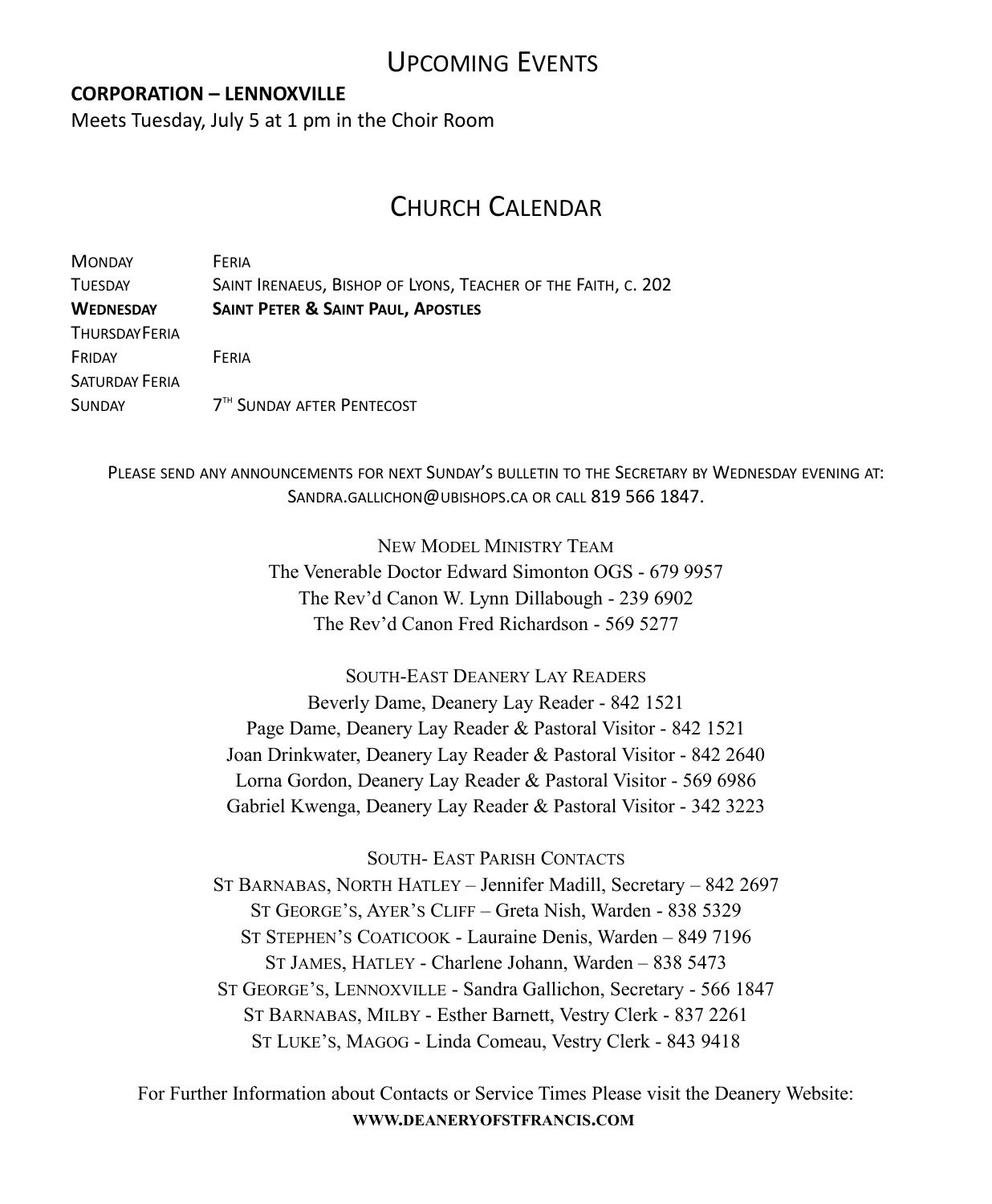# Upcoming Events

**CORPORATION – LENNOXVILLE**

Meets Tuesday, July 5 at 1 pm in the Choir Room

# Church Calendar

| | |
|---|---|
| Monday | Feria |
| Tuesday | Saint Irenaeus, Bishop of Lyons, Teacher of the Faith, c. 202 |
| **Wednesday** | **Saint Peter & Saint Paul, Apostles** |
| Thursday | Feria |
| Friday | Feria |
| Saturday | Feria |
| Sunday | 7th Sunday after Pentecost |

Please send any announcements for next Sunday's bulletin to the Secretary by Wednesday evening at: Sandra.gallichon@ubishops.ca or call 819 566 1847.

New Model Ministry Team

The Venerable Doctor Edward Simonton OGS - 679 9957

The Rev'd Canon W. Lynn Dillabough - 239 6902

The Rev'd Canon Fred Richardson - 569 5277

South-East Deanery Lay Readers

Beverly Dame, Deanery Lay Reader - 842 1521

Page Dame, Deanery Lay Reader & Pastoral Visitor - 842 1521

Joan Drinkwater, Deanery Lay Reader & Pastoral Visitor - 842 2640

Lorna Gordon, Deanery Lay Reader & Pastoral Visitor - 569 6986

Gabriel Kwenga, Deanery Lay Reader & Pastoral Visitor - 342 3223

South- East Parish Contacts

St Barnabas, North Hatley – Jennifer Madill, Secretary – 842 2697

St George's, Ayer's Cliff – Greta Nish, Warden - 838 5329

St Stephen's Coaticook - Lauraine Denis, Warden – 849 7196

St James, Hatley - Charlene Johann, Warden – 838 5473

St George's, Lennoxville - Sandra Gallichon, Secretary - 566 1847

St Barnabas, Milby - Esther Barnett, Vestry Clerk - 837 2261

St Luke's, Magog - Linda Comeau, Vestry Clerk - 843 9418

For Further Information about Contacts or Service Times Please visit the Deanery Website:

**WWW.DEANERYOFSTFRANCIS.COM**